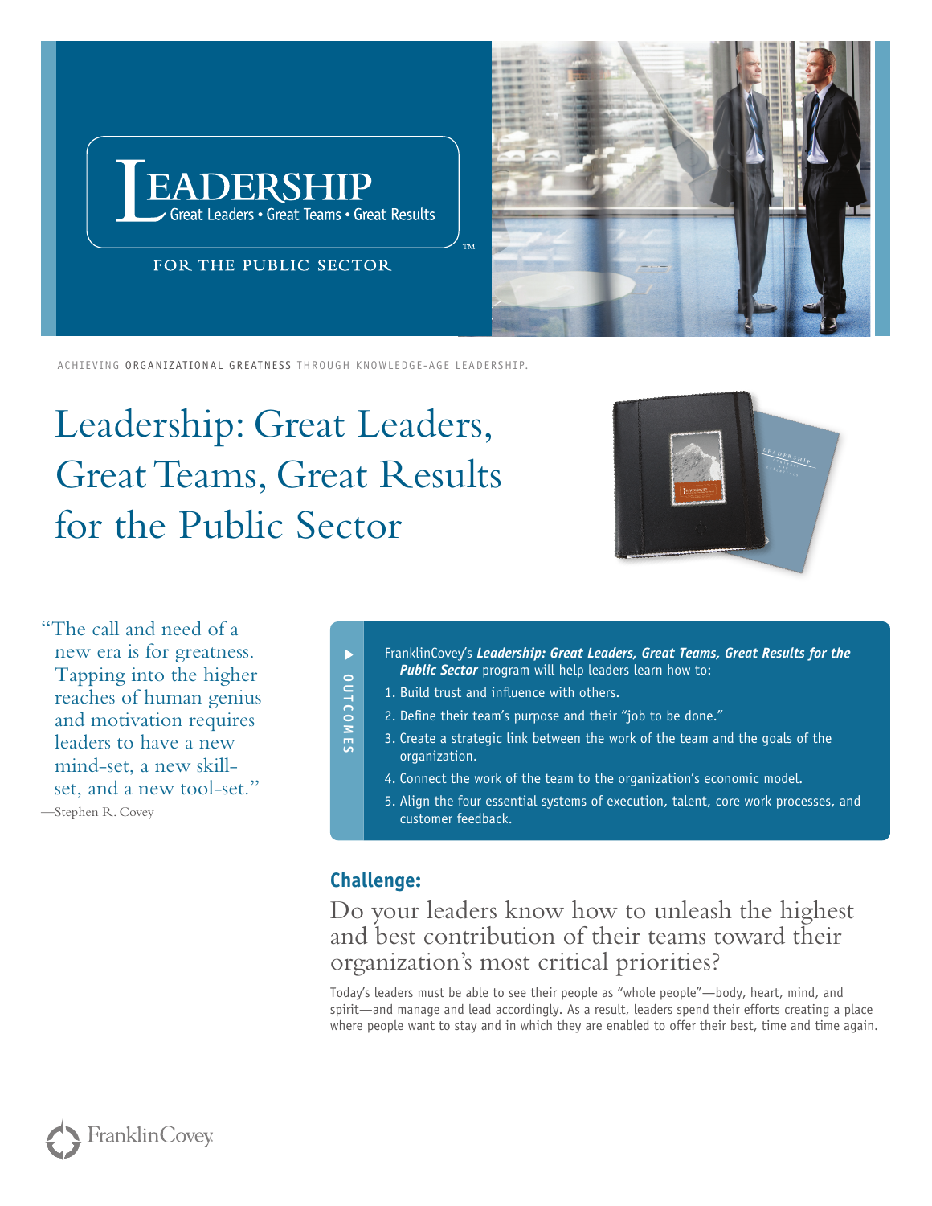# LEADERSHIP

Great Leaders • Great Teams • Great Results™

FOR THE PUBLIC SECTOR

ACHIEVING ORGANIZATIONAL GREATNESS THROUGH KNOWLEDGE-AGE LEADERSHIP.

# Leadership: Great Leaders, Great Teams, Great Results for the Public Sector

"The call and need of a new era is for greatness. Tapping into the higher reaches of human genius and motivation requires leaders to have a new mind-set, a new skill-set, and a new tool-set."

—Stephen R. Covey

**OUTCOMES**

FranklinCovey's ***Leadership: Great Leaders, Great Teams, Great Results for the Public Sector*** program will help leaders learn how to:

1. Build trust and influence with others.
2. Define their team's purpose and their "job to be done."
3. Create a strategic link between the work of the team and the goals of the organization.
4. Connect the work of the team to the organization's economic model.
5. Align the four essential systems of execution, talent, core work processes, and customer feedback.

## Challenge:

Do your leaders know how to unleash the highest and best contribution of their teams toward their organization's most critical priorities?

Today's leaders must be able to see their people as "whole people"—body, heart, mind, and spirit—and manage and lead accordingly. As a result, leaders spend their efforts creating a place where people want to stay and in which they are enabled to offer their best, time and time again.

FranklinCovey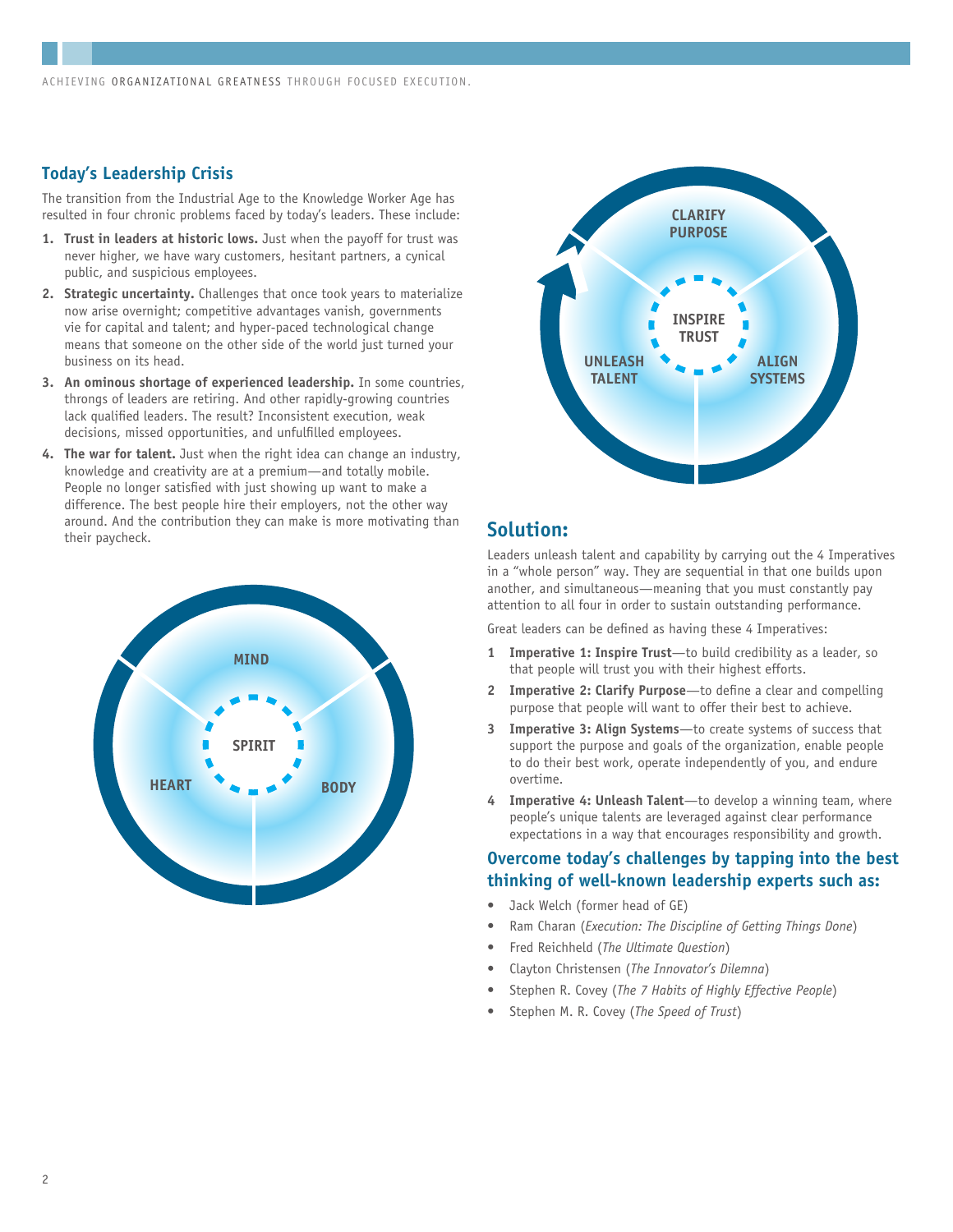## Today's Leadership Crisis

The transition from the Industrial Age to the Knowledge Worker Age has resulted in four chronic problems faced by today's leaders. These include:

1. **Trust in leaders at historic lows.** Just when the payoff for trust was never higher, we have wary customers, hesitant partners, a cynical public, and suspicious employees.
2. **Strategic uncertainty.** Challenges that once took years to materialize now arise overnight; competitive advantages vanish, governments vie for capital and talent; and hyper-paced technological change means that someone on the other side of the world just turned your business on its head.
3. **An ominous shortage of experienced leadership.** In some countries, throngs of leaders are retiring. And other rapidly-growing countries lack qualified leaders. The result? Inconsistent execution, weak decisions, missed opportunities, and unfulfilled employees.
4. **The war for talent.** Just when the right idea can change an industry, knowledge and creativity are at a premium—and totally mobile. People no longer satisfied with just showing up want to make a difference. The best people hire their employers, not the other way around. And the contribution they can make is more motivating than their paycheck.

MIND
SPIRIT
HEART
BODY

CLARIFY PURPOSE
INSPIRE TRUST
UNLEASH TALENT
ALIGN SYSTEMS

## Solution:

Leaders unleash talent and capability by carrying out the 4 Imperatives in a "whole person" way. They are sequential in that one builds upon another, and simultaneous—meaning that you must constantly pay attention to all four in order to sustain outstanding performance.

Great leaders can be defined as having these 4 Imperatives:

1. **Imperative 1: Inspire Trust**—to build credibility as a leader, so that people will trust you with their highest efforts.
2. **Imperative 2: Clarify Purpose**—to define a clear and compelling purpose that people will want to offer their best to achieve.
3. **Imperative 3: Align Systems**—to create systems of success that support the purpose and goals of the organization, enable people to do their best work, operate independently of you, and endure overtime.
4. **Imperative 4: Unleash Talent**—to develop a winning team, where people's unique talents are leveraged against clear performance expectations in a way that encourages responsibility and growth.

### Overcome today's challenges by tapping into the best thinking of well-known leadership experts such as:

- Jack Welch (former head of GE)
- Ram Charan (*Execution: The Discipline of Getting Things Done*)
- Fred Reichheld (*The Ultimate Question*)
- Clayton Christensen (*The Innovator's Dilemna*)
- Stephen R. Covey (*The 7 Habits of Highly Effective People*)
- Stephen M. R. Covey (*The Speed of Trust*)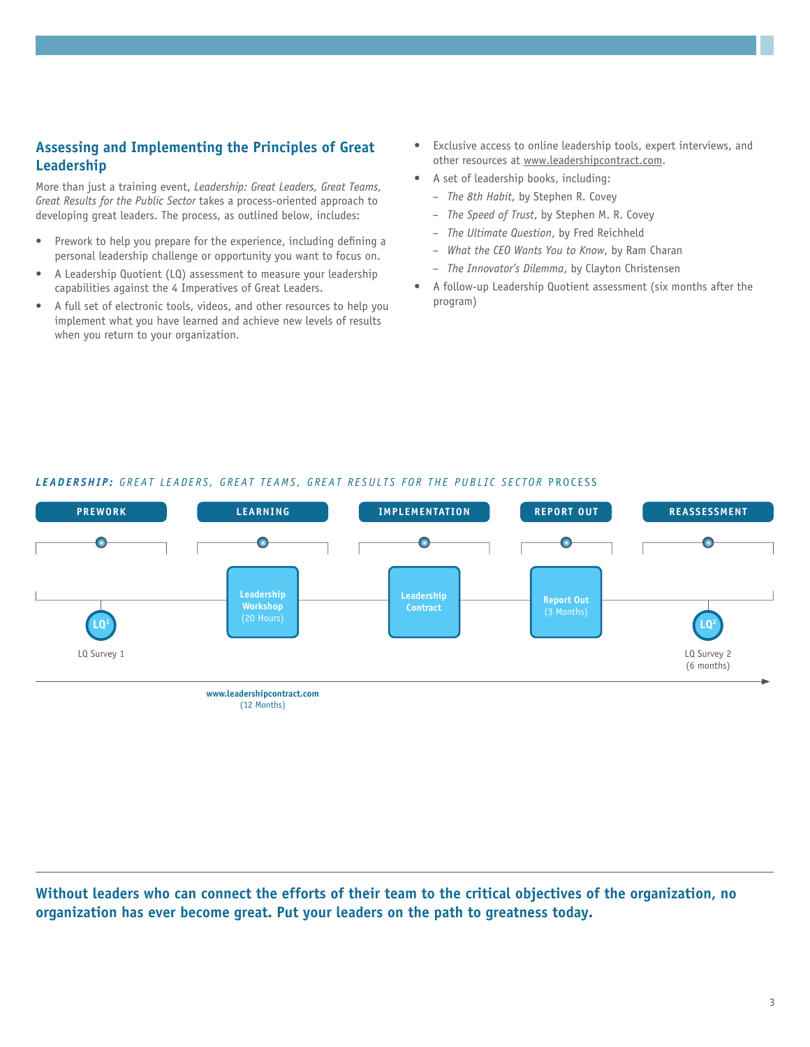## Assessing and Implementing the Principles of Great Leadership

More than just a training event, *Leadership: Great Leaders, Great Teams, Great Results for the Public Sector* takes a process-oriented approach to developing great leaders. The process, as outlined below, includes:

- Prework to help you prepare for the experience, including defining a personal leadership challenge or opportunity you want to focus on.
- A Leadership Quotient (LQ) assessment to measure your leadership capabilities against the 4 Imperatives of Great Leaders.
- A full set of electronic tools, videos, and other resources to help you implement what you have learned and achieve new levels of results when you return to your organization.
- Exclusive access to online leadership tools, expert interviews, and other resources at www.leadershipcontract.com.
- A set of leadership books, including:
  - *The 8th Habit*, by Stephen R. Covey
  - *The Speed of Trust*, by Stephen M. R. Covey
  - *The Ultimate Question*, by Fred Reichheld
  - *What the CEO Wants You to Know*, by Ram Charan
  - *The Innovator's Dilemma*, by Clayton Christensen
- A follow-up Leadership Quotient assessment (six months after the program)

***LEADERSHIP:** GREAT LEADERS, GREAT TEAMS, GREAT RESULTS FOR THE PUBLIC SECTOR* PROCESS

| PREWORK | LEARNING | IMPLEMENTATION | REPORT OUT | REASSESSMENT |
| --- | --- | --- | --- | --- |
| LQ[1] LQ Survey 1 | Leadership Workshop (20 Hours) | Leadership Contract | Report Out (3 Months) | LQ[2] LQ Survey 2 (6 months) |

www.leadershipcontract.com (12 Months)

**Without leaders who can connect the efforts of their team to the critical objectives of the organization, no organization has ever become great. Put your leaders on the path to greatness today.**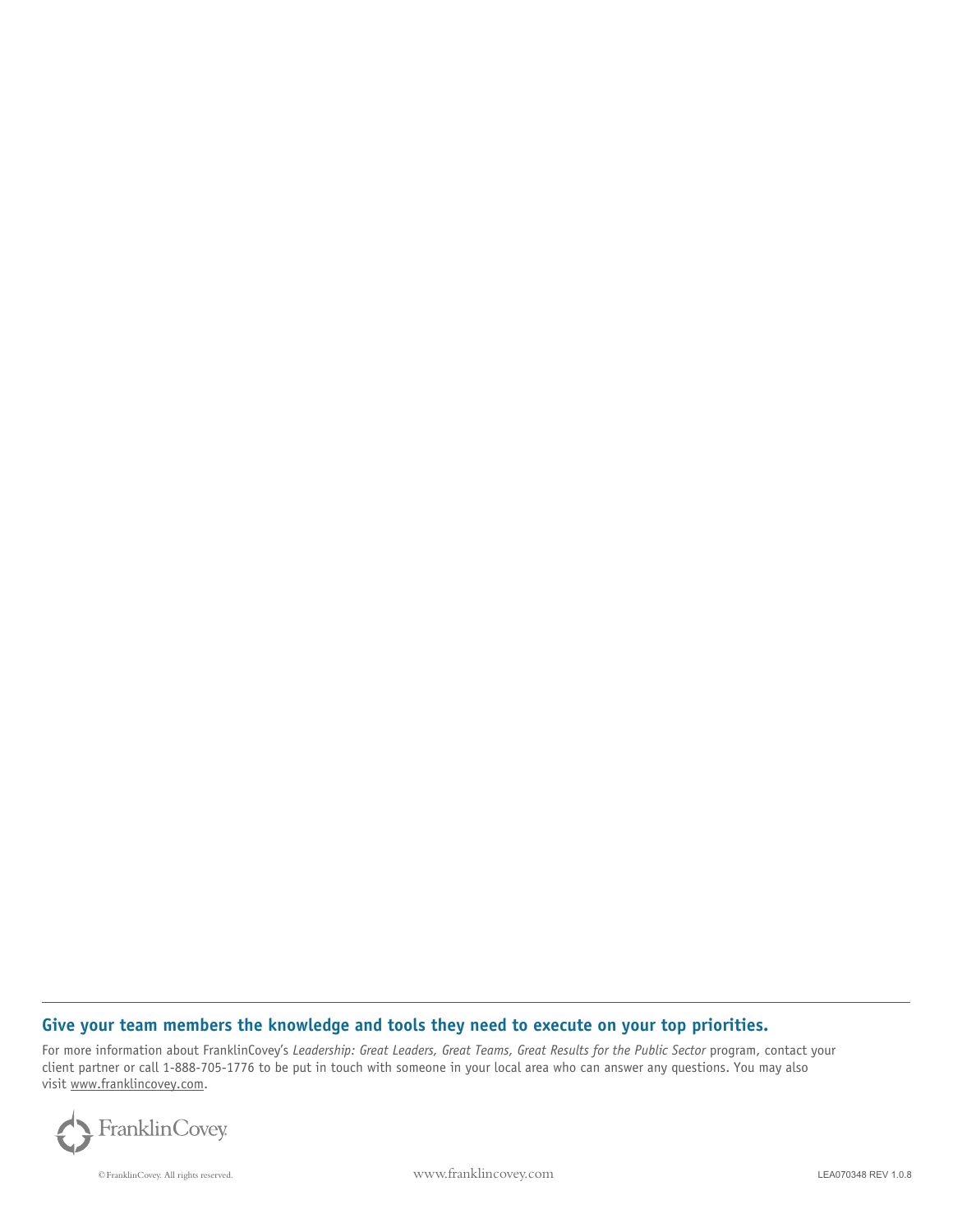**Give your team members the knowledge and tools they need to execute on your top priorities.**

For more information about FranklinCovey's *Leadership: Great Leaders, Great Teams, Great Results for the Public Sector* program, contact your client partner or call 1-888-705-1776 to be put in touch with someone in your local area who can answer any questions. You may also visit www.franklincovey.com.

FranklinCovey

©FranklinCovey. All rights reserved.

www.franklincovey.com

LEA070348 REV 1.0.8